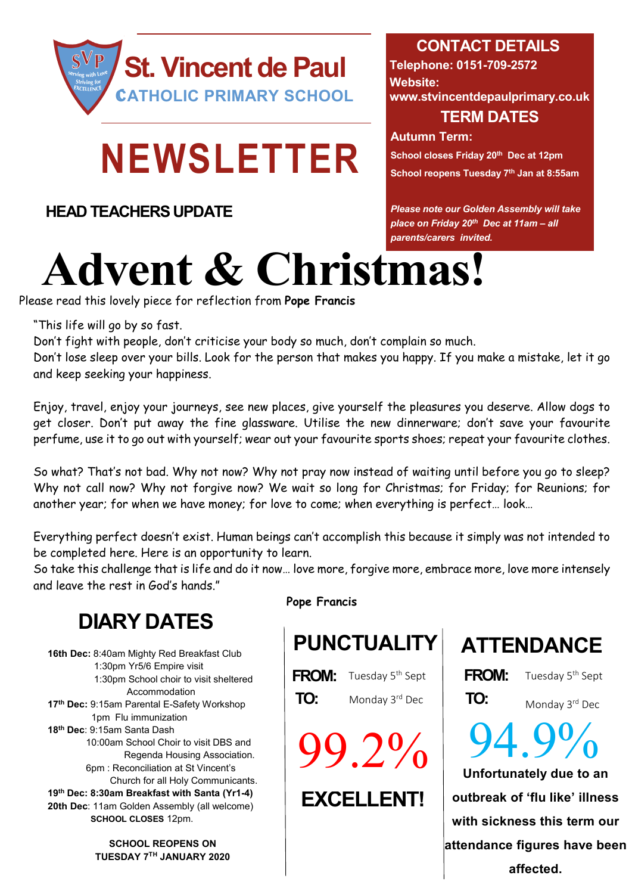# St. Vincent de Paul

## CATHOLIC PRIMARY SCHOOL

# NEWSLETTER

### CONTACT DETAILS

**Telephone: 0151-709-2572**

**Website: www.stvincentdepaulprimary.co.uk**

### TERM DATES

**Autumn Term:**

**School closes Friday 20th Dec at 12pm**

**School reopens Tuesday 7th Jan at 8:55am**

***Please note our Golden Assembly will take place on Friday 20th Dec at 11am – all parents/carers invited.***

## HEAD TEACHERS UPDATE

# Advent & Christmas!

Please read this lovely piece for reflection from **Pope Francis**

"This life will go by so fast.
Don't fight with people, don't criticise your body so much, don't complain so much.
Don't lose sleep over your bills. Look for the person that makes you happy. If you make a mistake, let it go and keep seeking your happiness.

Enjoy, travel, enjoy your journeys, see new places, give yourself the pleasures you deserve. Allow dogs to get closer. Don't put away the fine glassware. Utilise the new dinnerware; don't save your favourite perfume, use it to go out with yourself; wear out your favourite sports shoes; repeat your favourite clothes.

So what? That's not bad. Why not now? Why not pray now instead of waiting until before you go to sleep? Why not call now? Why not forgive now? We wait so long for Christmas; for Friday; for Reunions; for another year; for when we have money; for love to come; when everything is perfect… look…

Everything perfect doesn't exist. Human beings can't accomplish this because it simply was not intended to be completed here. Here is an opportunity to learn.
So take this challenge that is life and do it now… love more, forgive more, embrace more, love more intensely and leave the rest in God's hands."

**Pope Francis**

## DIARY DATES

**16th Dec:** 8:40am Mighty Red Breakfast Club
1:30pm Yr5/6 Empire visit
1:30pm School choir to visit sheltered Accommodation

**17th Dec:** 9:15am Parental E-Safety Association.
1pm Flu immunization

**18th Dec**: 9:15am Santa Dash
10:00am School Choir to visit DBS and Regenda Housing Association.
6pm : Reconciliation at St Vincent's Church for all Holy Communicants.

**19th Dec: 8:30am Breakfast with Santa (Yr1-4)**

**20th Dec**: 11am Golden Assembly (all welcome)
**SCHOOL CLOSES** 12pm.

**SCHOOL REOPENS ON TUESDAY 7TH JANUARY 2020**

## PUNCTUALITY

**FROM:** Tuesday 5th Sept

**TO:** Monday 3rd Dec

# 99.2%

## EXCELLENT!

## ATTENDANCE

**FROM:** Tuesday 5th Sept

**TO:** Monday 3rd Dec

# 94.9%

**Unfortunately due to an outbreak of 'flu like' illness with sickness this term our attendance figures have been affected.**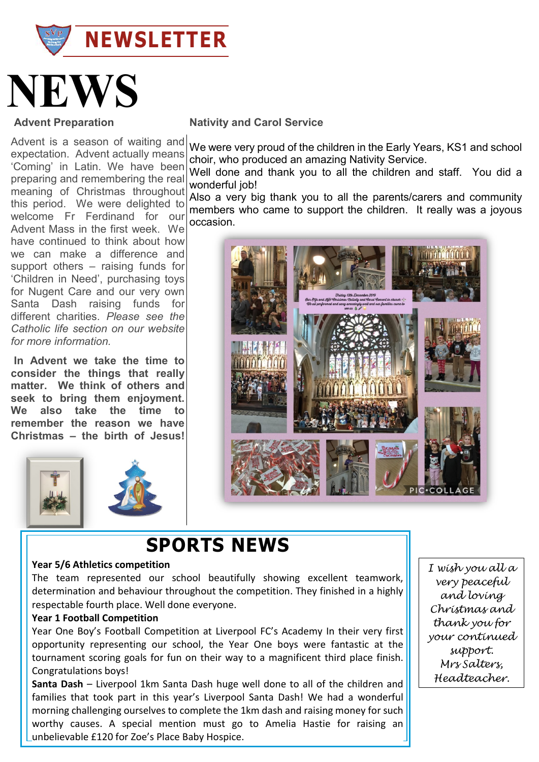# NEWSLETTER

# NEWS

### Advent Preparation

Advent is a season of waiting and expectation. Advent actually means 'Coming' in Latin. We have been preparing and remembering the real meaning of Christmas throughout this period. We were delighted to welcome Fr Ferdinand for our Advent Mass in the first week. We have continued to think about how we can make a difference and support others – raising funds for 'Children in Need', purchasing toys for Nugent Care and our very own Santa Dash raising funds for different charities. *Please see the Catholic life section on our website for more information.*

**In Advent we take the time to consider the things that really matter. We think of others and seek to bring them enjoyment. We also take the time to remember the reason we have Christmas – the birth of Jesus!**

### Nativity and Carol Service

We were very proud of the children in the Early Years, KS1 and school choir, who produced an amazing Nativity Service.

Well done and thank you to all the children and staff. You did a wonderful job!

Also a very big thank you to all the parents/carers and community members who came to support the children. It really was a joyous occasion.

## SPORTS NEWS

**Year 5/6 Athletics competition**

The team represented our school beautifully showing excellent teamwork, determination and behaviour throughout the competition. They finished in a highly respectable fourth place. Well done everyone.

**Year 1 Football Competition**

Year One Boy's Football Competition at Liverpool FC's Academy In their very first opportunity representing our school, the Year One boys were fantastic at the tournament scoring goals for fun on their way to a magnificent third place finish. Congratulations boys!

**Santa Dash** – Liverpool 1km Santa Dash huge well done to all of the children and families that took part in this year's Liverpool Santa Dash! We had a wonderful morning challenging ourselves to complete the 1km dash and raising money for such worthy causes. A special mention must go to Amelia Hastie for raising an unbelievable £120 for Zoe's Place Baby Hospice.

*I wish you all a very peaceful and loving Christmas and thank you for your continued support.*
*Mrs Salters, Headteacher.*